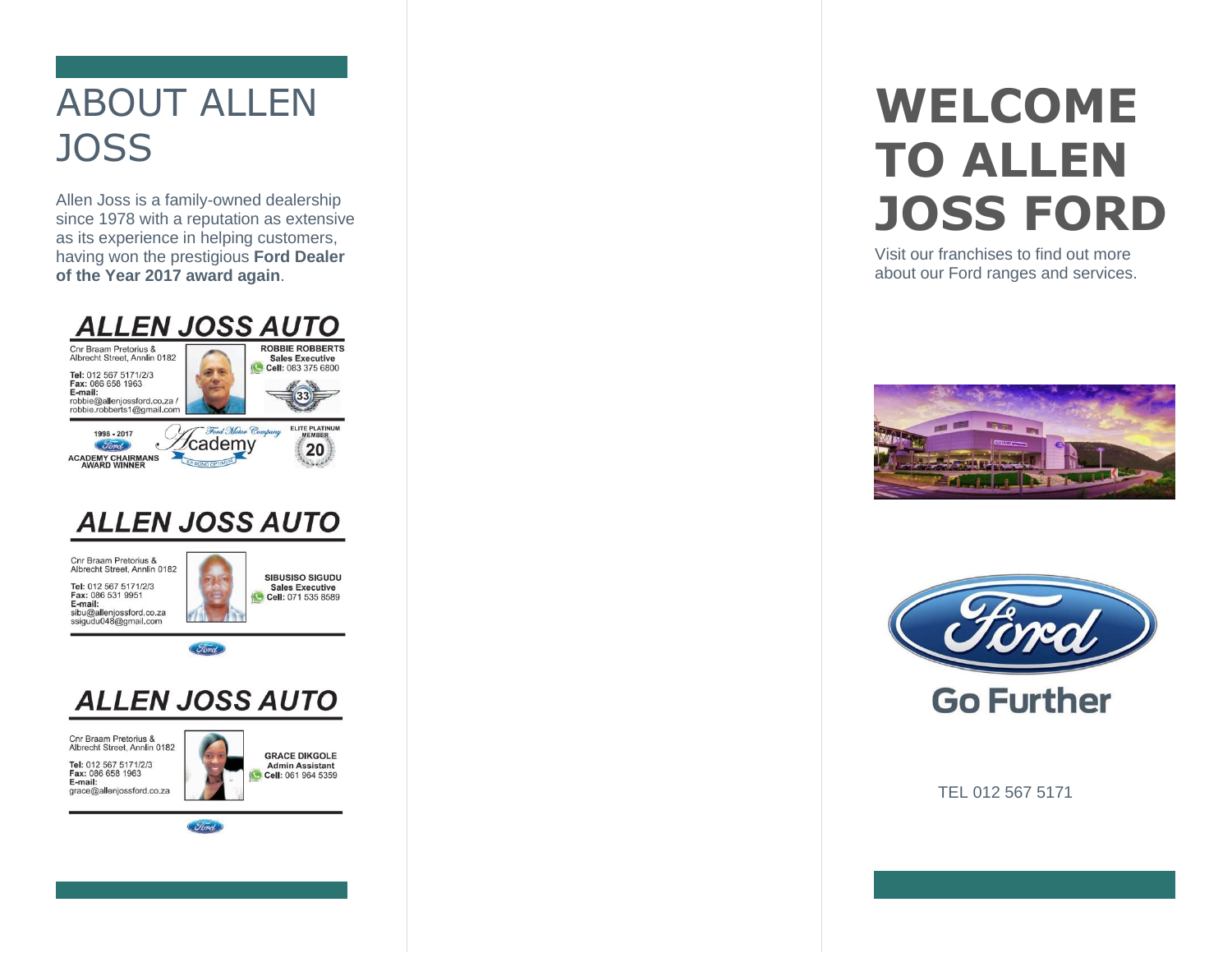# ABOUT ALLEN JOSS

Allen Joss is a family-owned dealership since 1978 with a reputation as extensive as its experience in helping customers, having won the prestigious **Ford Dealer of the Year 2017 award again**.

## ALLEN JOSS AUTO

Cnr Braam Pretorius & Albrecht Street, Annlin 0182

**Tel:** 012 567 5171/2/3
**Fax:** 086 658 1963
**E-mail:**
robbie@allenjossford.co.za / robbie.robberts1@gmail.com

**ROBBIE ROBBERTS**
**Sales Executive**
**Cell:** 083 375 6800

33

1998 - 2017
ACADEMY CHAIRMANS AWARD WINNER

Ford Motor Company Academy

ELITE PLATINUM MEMBER 20

## ALLEN JOSS AUTO

Cnr Braam Pretorius & Albrecht Street, Annlin 0182

**Tel:** 012 567 5171/2/3
**Fax:** 086 531 9951
**E-mail:**
sibu@allenjossford.co.za
ssigudu048@gmail.com

**SIBUSISO SIGUDU**
**Sales Executive**
**Cell:** 071 535 8589

## ALLEN JOSS AUTO

Cnr Braam Pretorius & Albrecht Street, Annlin 0182

**Tel:** 012 567 5171/2/3
**Fax:** 086 658 1963
**E-mail:**
grace@allenjossford.co.za

**GRACE DIKGOLE**
**Admin Assistant**
**Cell:** 061 964 5359

# WELCOME TO ALLEN JOSS FORD

Visit our franchises to find out more about our Ford ranges and services.

Ford

Go Further

TEL 012 567 5171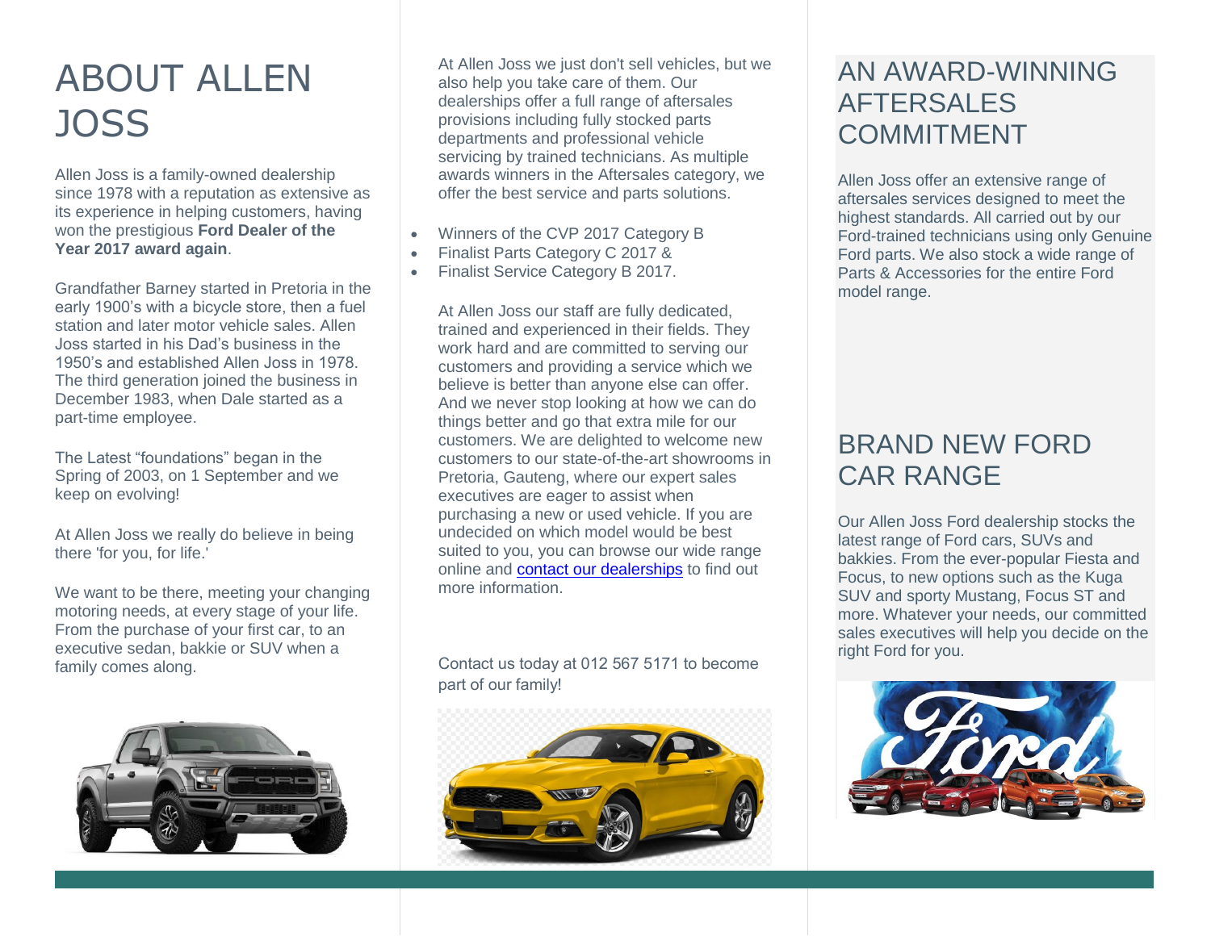# ABOUT ALLEN JOSS

Allen Joss is a family-owned dealership since 1978 with a reputation as extensive as its experience in helping customers, having won the prestigious **Ford Dealer of the Year 2017 award again**.

Grandfather Barney started in Pretoria in the early 1900's with a bicycle store, then a fuel station and later motor vehicle sales. Allen Joss started in his Dad's business in the 1950's and established Allen Joss in 1978. The third generation joined the business in December 1983, when Dale started as a part-time employee.

The Latest "foundations" began in the Spring of 2003, on 1 September and we keep on evolving!

At Allen Joss we really do believe in being there 'for you, for life.'

We want to be there, meeting your changing motoring needs, at every stage of your life. From the purchase of your first car, to an executive sedan, bakkie or SUV when a family comes along.

At Allen Joss we just don't sell vehicles, but we also help you take care of them. Our dealerships offer a full range of aftersales provisions including fully stocked parts departments and professional vehicle servicing by trained technicians. As multiple awards winners in the Aftersales category, we offer the best service and parts solutions.

- Winners of the CVP 2017 Category B
- Finalist Parts Category C 2017 &
- Finalist Service Category B 2017.

At Allen Joss our staff are fully dedicated, trained and experienced in their fields. They work hard and are committed to serving our customers and providing a service which we believe is better than anyone else can offer. And we never stop looking at how we can do things better and go that extra mile for our customers. We are delighted to welcome new customers to our state-of-the-art showrooms in Pretoria, Gauteng, where our expert sales executives are eager to assist when purchasing a new or used vehicle. If you are undecided on which model would be best suited to you, you can browse our wide range online and contact our dealerships to find out more information.

Contact us today at 012 567 5171 to become part of our family!

## AN AWARD-WINNING AFTERSALES COMMITMENT

Allen Joss offer an extensive range of aftersales services designed to meet the highest standards. All carried out by our Ford-trained technicians using only Genuine Ford parts. We also stock a wide range of Parts & Accessories for the entire Ford model range.

## BRAND NEW FORD CAR RANGE

Our Allen Joss Ford dealership stocks the latest range of Ford cars, SUVs and bakkies. From the ever-popular Fiesta and Focus, to new options such as the Kuga SUV and sporty Mustang, Focus ST and more. Whatever your needs, our committed sales executives will help you decide on the right Ford for you.